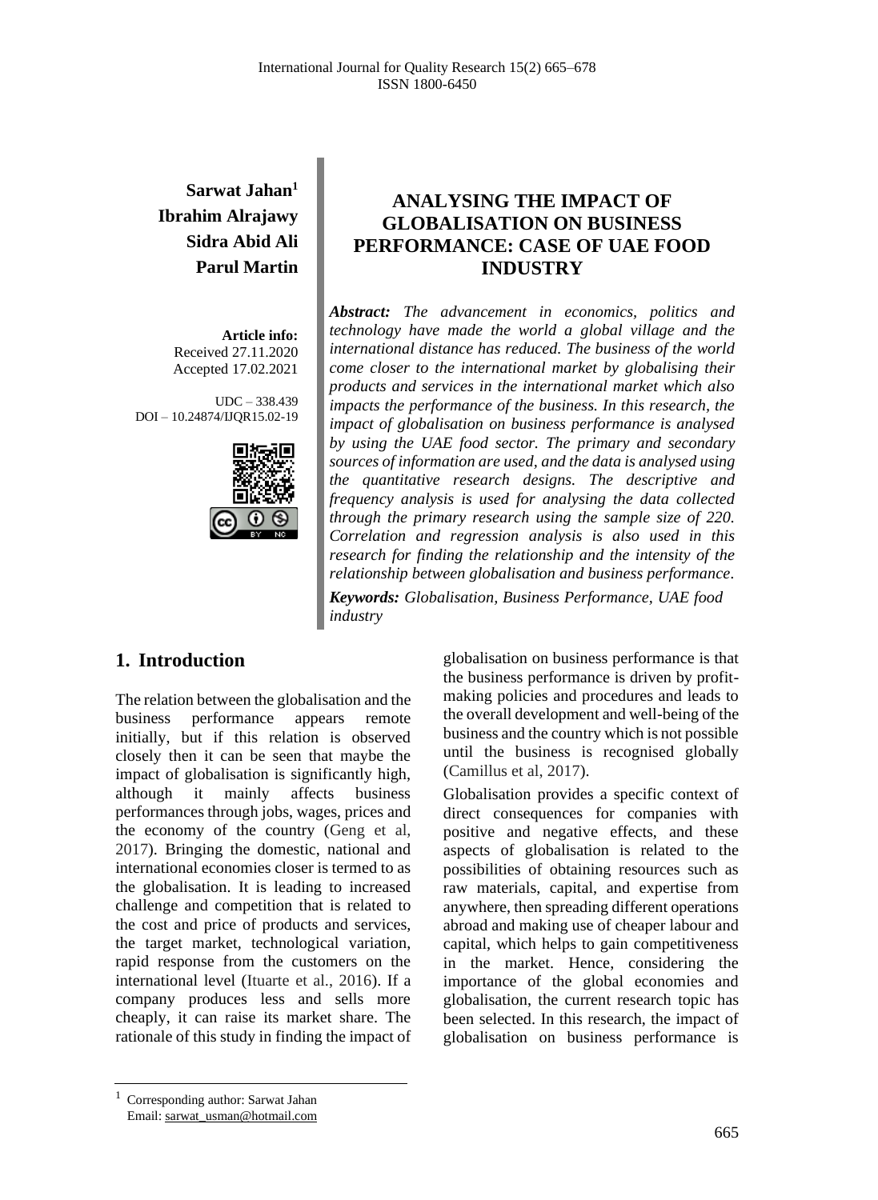# ANALYSING THE IMPACT OF GLOBALISATION ON BUSINESS PERFORMANCE: CASE OF UAE FOOD INDUSTRY

**Sarwat Jahan[1]**
**Ibrahim Alrajawy**
**Sidra Abid Ali**
**Parul Martin**

**Article info:**
Received 27.11.2020
Accepted 17.02.2021

UDC – 338.439
DOI – 10.24874/IJQR15.02-19

***Abstract:*** *The advancement in economics, politics and technology have made the world a global village and the international distance has reduced. The business of the world come closer to the international market by globalising their products and services in the international market which also impacts the performance of the business. In this research, the impact of globalisation on business performance is analysed by using the UAE food sector. The primary and secondary sources of information are used, and the data is analysed using the quantitative research designs. The descriptive and frequency analysis is used for analysing the data collected through the primary research using the sample size of 220. Correlation and regression analysis is also used in this research for finding the relationship and the intensity of the relationship between globalisation and business performance.*

***Keywords:*** *Globalisation, Business Performance, UAE food industry*

## 1. Introduction

The relation between the globalisation and the business performance appears remote initially, but if this relation is observed closely then it can be seen that maybe the impact of globalisation is significantly high, although it mainly affects business performances through jobs, wages, prices and the economy of the country (Geng et al, 2017). Bringing the domestic, national and international economies closer is termed to as the globalisation. It is leading to increased challenge and competition that is related to the cost and price of products and services, the target market, technological variation, rapid response from the customers on the international level (Ituarte et al., 2016). If a company produces less and sells more cheaply, it can raise its market share. The rationale of this study in finding the impact of globalisation on business performance is that the business performance is driven by profit-making policies and procedures and leads to the overall development and well-being of the business and the country which is not possible until the business is recognised globally (Camillus et al, 2017).

Globalisation provides a specific context of direct consequences for companies with positive and negative effects, and these aspects of globalisation is related to the possibilities of obtaining resources such as raw materials, capital, and expertise from anywhere, then spreading different operations abroad and making use of cheaper labour and capital, which helps to gain competitiveness in the market. Hence, considering the importance of the global economies and globalisation, the current research topic has been selected. In this research, the impact of globalisation on business performance is

---

[1] Corresponding author: Sarwat Jahan
Email: sarwat_usman@hotmail.com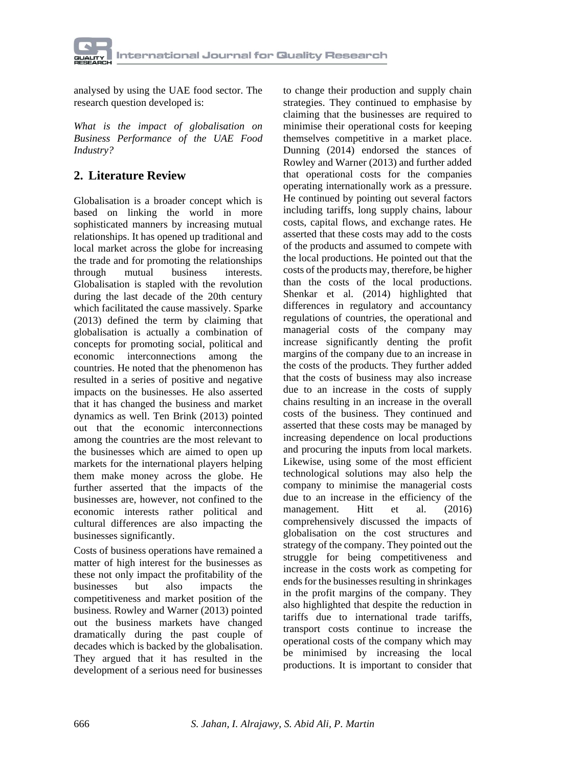analysed by using the UAE food sector. The research question developed is:

*What is the impact of globalisation on Business Performance of the UAE Food Industry?*

## 2. Literature Review

Globalisation is a broader concept which is based on linking the world in more sophisticated manners by increasing mutual relationships. It has opened up traditional and local market across the globe for increasing the trade and for promoting the relationships through mutual business interests. Globalisation is stapled with the revolution during the last decade of the 20th century which facilitated the cause massively. Sparke (2013) defined the term by claiming that globalisation is actually a combination of concepts for promoting social, political and economic interconnections among the countries. He noted that the phenomenon has resulted in a series of positive and negative impacts on the businesses. He also asserted that it has changed the business and market dynamics as well. Ten Brink (2013) pointed out that the economic interconnections among the countries are the most relevant to the businesses which are aimed to open up markets for the international players helping them make money across the globe. He further asserted that the impacts of the businesses are, however, not confined to the economic interests rather political and cultural differences are also impacting the businesses significantly.

Costs of business operations have remained a matter of high interest for the businesses as these not only impact the profitability of the businesses but also impacts the competitiveness and market position of the business. Rowley and Warner (2013) pointed out the business markets have changed dramatically during the past couple of decades which is backed by the globalisation. They argued that it has resulted in the development of a serious need for businesses to change their production and supply chain strategies. They continued to emphasise by claiming that the businesses are required to minimise their operational costs for keeping themselves competitive in a market place. Dunning (2014) endorsed the stances of Rowley and Warner (2013) and further added that operational costs for the companies operating internationally work as a pressure. He continued by pointing out several factors including tariffs, long supply chains, labour costs, capital flows, and exchange rates. He asserted that these costs may add to the costs of the products and assumed to compete with the local productions. He pointed out that the costs of the products may, therefore, be higher than the costs of the local productions. Shenkar et al. (2014) highlighted that differences in regulatory and accountancy regulations of countries, the operational and managerial costs of the company may increase significantly denting the profit margins of the company due to an increase in the costs of the products. They further added that the costs of business may also increase due to an increase in the costs of supply chains resulting in an increase in the overall costs of the business. They continued and asserted that these costs may be managed by increasing dependence on local productions and procuring the inputs from local markets. Likewise, using some of the most efficient technological solutions may also help the company to minimise the managerial costs due to an increase in the efficiency of the management. Hitt et al. (2016) comprehensively discussed the impacts of globalisation on the cost structures and strategy of the company. They pointed out the struggle for being competitiveness and increase in the costs work as competing for ends for the businesses resulting in shrinkages in the profit margins of the company. They also highlighted that despite the reduction in tariffs due to international trade tariffs, transport costs continue to increase the operational costs of the company which may be minimised by increasing the local productions. It is important to consider that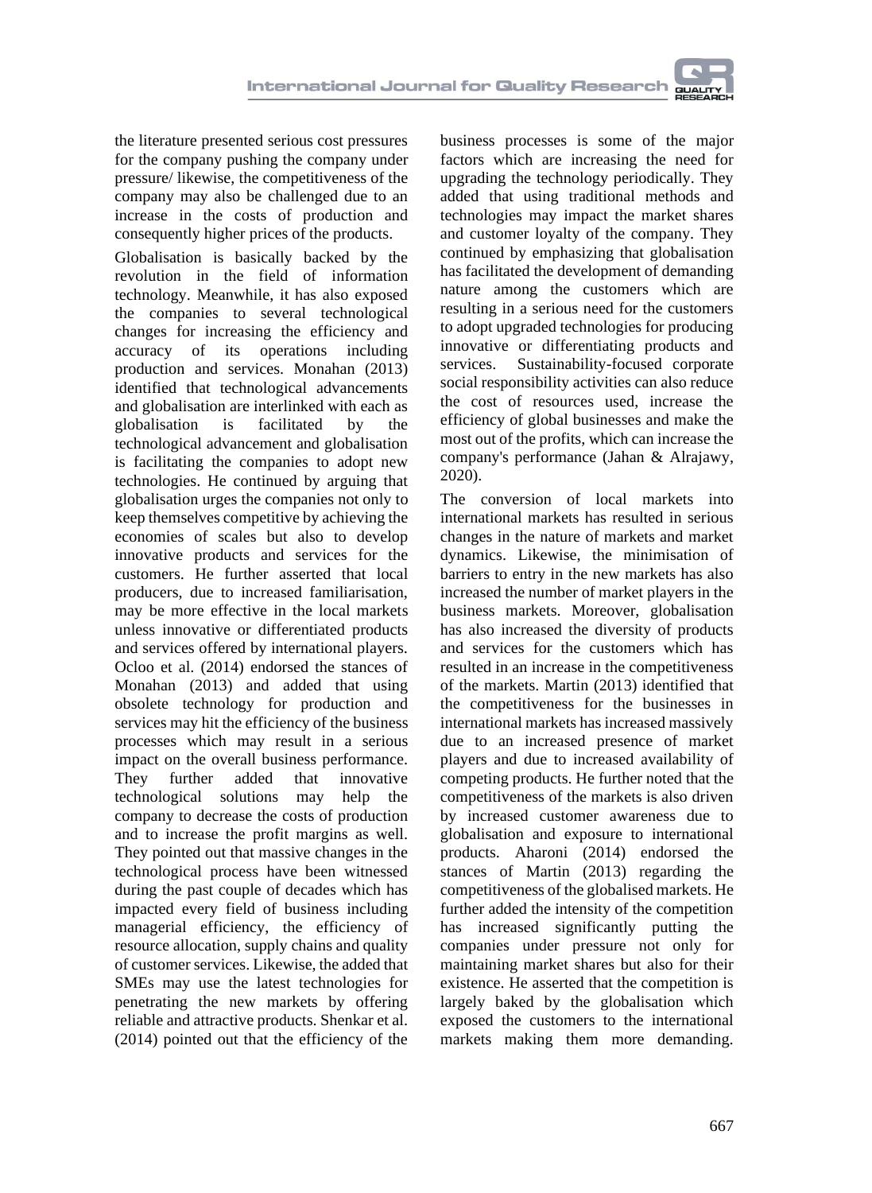the literature presented serious cost pressures for the company pushing the company under pressure/ likewise, the competitiveness of the company may also be challenged due to an increase in the costs of production and consequently higher prices of the products.

Globalisation is basically backed by the revolution in the field of information technology. Meanwhile, it has also exposed the companies to several technological changes for increasing the efficiency and accuracy of its operations including production and services. Monahan (2013) identified that technological advancements and globalisation are interlinked with each as globalisation is facilitated by the technological advancement and globalisation is facilitating the companies to adopt new technologies. He continued by arguing that globalisation urges the companies not only to keep themselves competitive by achieving the economies of scales but also to develop innovative products and services for the customers. He further asserted that local producers, due to increased familiarisation, may be more effective in the local markets unless innovative or differentiated products and services offered by international players. Ocloo et al. (2014) endorsed the stances of Monahan (2013) and added that using obsolete technology for production and services may hit the efficiency of the business processes which may result in a serious impact on the overall business performance. They further added that innovative technological solutions may help the company to decrease the costs of production and to increase the profit margins as well. They pointed out that massive changes in the technological process have been witnessed during the past couple of decades which has impacted every field of business including managerial efficiency, the efficiency of resource allocation, supply chains and quality of customer services. Likewise, the added that SMEs may use the latest technologies for penetrating the new markets by offering reliable and attractive products. Shenkar et al. (2014) pointed out that the efficiency of the business processes is some of the major factors which are increasing the need for upgrading the technology periodically. They added that using traditional methods and technologies may impact the market shares and customer loyalty of the company. They continued by emphasizing that globalisation has facilitated the development of demanding nature among the customers which are resulting in a serious need for the customers to adopt upgraded technologies for producing innovative or differentiating products and services. Sustainability-focused corporate social responsibility activities can also reduce the cost of resources used, increase the efficiency of global businesses and make the most out of the profits, which can increase the company's performance (Jahan & Alrajawy, 2020).

The conversion of local markets into international markets has resulted in serious changes in the nature of markets and market dynamics. Likewise, the minimisation of barriers to entry in the new markets has also increased the number of market players in the business markets. Moreover, globalisation has also increased the diversity of products and services for the customers which has resulted in an increase in the competitiveness of the markets. Martin (2013) identified that the competitiveness for the businesses in international markets has increased massively due to an increased presence of market players and due to increased availability of competing products. He further noted that the competitiveness of the markets is also driven by increased customer awareness due to globalisation and exposure to international products. Aharoni (2014) endorsed the stances of Martin (2013) regarding the competitiveness of the globalised markets. He further added the intensity of the competition has increased significantly putting the companies under pressure not only for maintaining market shares but also for their existence. He asserted that the competition is largely baked by the globalisation which exposed the customers to the international markets making them more demanding.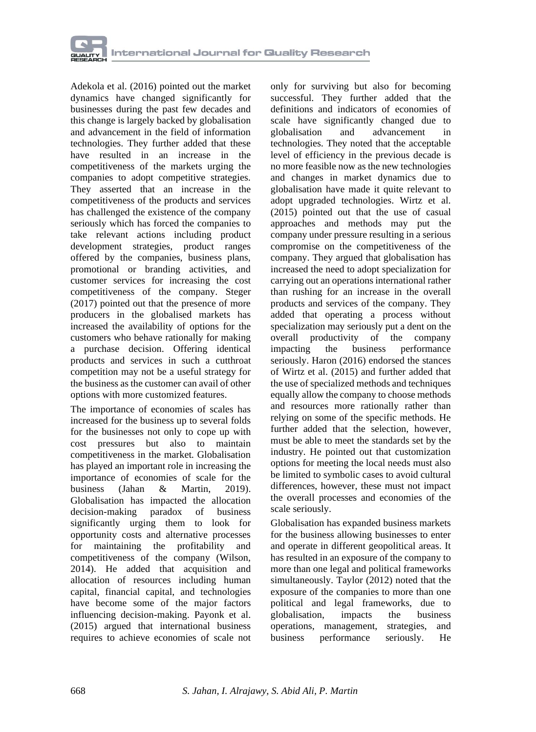Adekola et al. (2016) pointed out the market dynamics have changed significantly for businesses during the past few decades and this change is largely backed by globalisation and advancement in the field of information technologies. They further added that these have resulted in an increase in the competitiveness of the markets urging the companies to adopt competitive strategies. They asserted that an increase in the competitiveness of the products and services has challenged the existence of the company seriously which has forced the companies to take relevant actions including product development strategies, product ranges offered by the companies, business plans, promotional or branding activities, and customer services for increasing the cost competitiveness of the company. Steger (2017) pointed out that the presence of more producers in the globalised markets has increased the availability of options for the customers who behave rationally for making a purchase decision. Offering identical products and services in such a cutthroat competition may not be a useful strategy for the business as the customer can avail of other options with more customized features.

The importance of economies of scales has increased for the business up to several folds for the businesses not only to cope up with cost pressures but also to maintain competitiveness in the market. Globalisation has played an important role in increasing the importance of economies of scale for the business (Jahan & Martin, 2019). Globalisation has impacted the allocation decision-making paradox of business significantly urging them to look for opportunity costs and alternative processes for maintaining the profitability and competitiveness of the company (Wilson, 2014). He added that acquisition and allocation of resources including human capital, financial capital, and technologies have become some of the major factors influencing decision-making. Payonk et al. (2015) argued that international business requires to achieve economies of scale not only for surviving but also for becoming successful. They further added that the definitions and indicators of economies of scale have significantly changed due to globalisation and advancement in technologies. They noted that the acceptable level of efficiency in the previous decade is no more feasible now as the new technologies and changes in market dynamics due to globalisation have made it quite relevant to adopt upgraded technologies. Wirtz et al. (2015) pointed out that the use of casual approaches and methods may put the company under pressure resulting in a serious compromise on the competitiveness of the company. They argued that globalisation has increased the need to adopt specialization for carrying out an operations international rather than rushing for an increase in the overall products and services of the company. They added that operating a process without specialization may seriously put a dent on the overall productivity of the company impacting the business performance seriously. Haron (2016) endorsed the stances of Wirtz et al. (2015) and further added that the use of specialized methods and techniques equally allow the company to choose methods and resources more rationally rather than relying on some of the specific methods. He further added that the selection, however, must be able to meet the standards set by the industry. He pointed out that customization options for meeting the local needs must also be limited to symbolic cases to avoid cultural differences, however, these must not impact the overall processes and economies of the scale seriously.

Globalisation has expanded business markets for the business allowing businesses to enter and operate in different geopolitical areas. It has resulted in an exposure of the company to more than one legal and political frameworks simultaneously. Taylor (2012) noted that the exposure of the companies to more than one political and legal frameworks, due to globalisation, impacts the business operations, management, strategies, and business performance seriously. He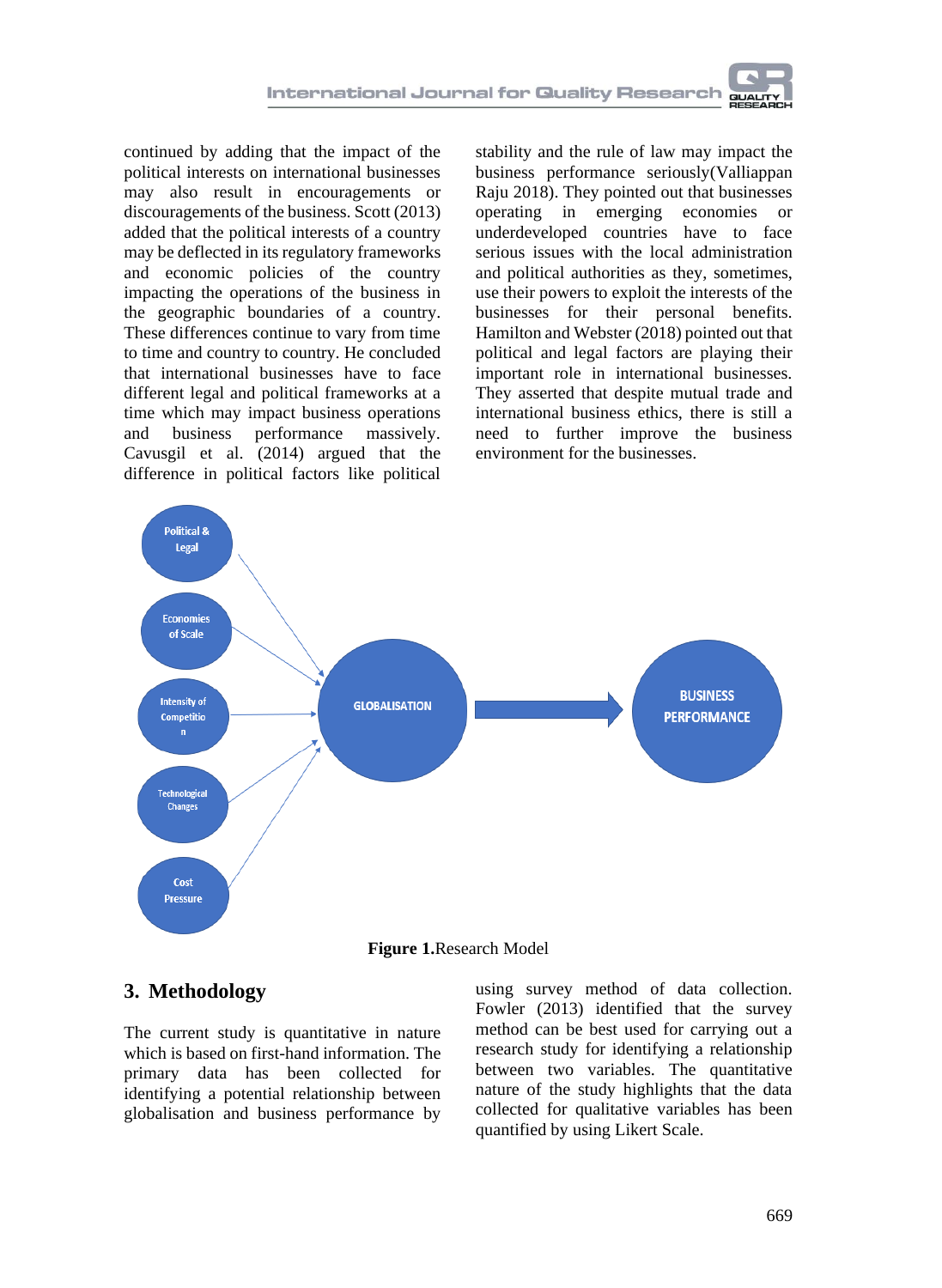continued by adding that the impact of the political interests on international businesses may also result in encouragements or discouragements of the business. Scott (2013) added that the political interests of a country may be deflected in its regulatory frameworks and economic policies of the country impacting the operations of the business in the geographic boundaries of a country. These differences continue to vary from time to time and country to country. He concluded that international businesses have to face different legal and political frameworks at a time which may impact business operations and business performance massively. Cavusgil et al. (2014) argued that the difference in political factors like political stability and the rule of law may impact the business performance seriously(Valliappan Raju 2018). They pointed out that businesses operating in emerging economies or underdeveloped countries have to face serious issues with the local administration and political authorities as they, sometimes, use their powers to exploit the interests of the businesses for their personal benefits. Hamilton and Webster (2018) pointed out that political and legal factors are playing their important role in international businesses. They asserted that despite mutual trade and international business ethics, there is still a need to further improve the business environment for the businesses.

**Figure 1.** Research Model

## 3. Methodology

The current study is quantitative in nature which is based on first-hand information. The primary data has been collected for identifying a potential relationship between globalisation and business performance by using survey method of data collection. Fowler (2013) identified that the survey method can be best used for carrying out a research study for identifying a relationship between two variables. The quantitative nature of the study highlights that the data collected for qualitative variables has been quantified by using Likert Scale.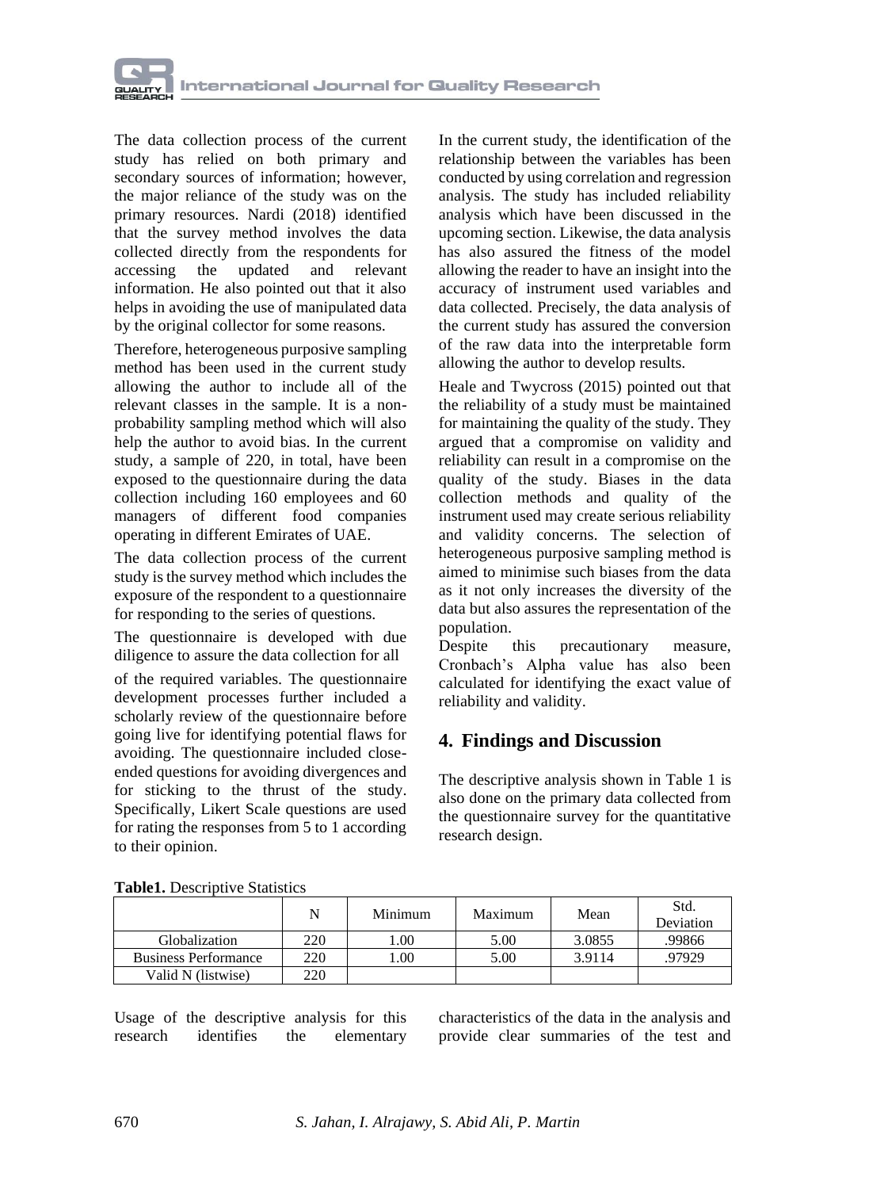The data collection process of the current study has relied on both primary and secondary sources of information; however, the major reliance of the study was on the primary resources. Nardi (2018) identified that the survey method involves the data collected directly from the respondents for accessing the updated and relevant information. He also pointed out that it also helps in avoiding the use of manipulated data by the original collector for some reasons.

Therefore, heterogeneous purposive sampling method has been used in the current study allowing the author to include all of the relevant classes in the sample. It is a non-probability sampling method which will also help the author to avoid bias. In the current study, a sample of 220, in total, have been exposed to the questionnaire during the data collection including 160 employees and 60 managers of different food companies operating in different Emirates of UAE.

The data collection process of the current study is the survey method which includes the exposure of the respondent to a questionnaire for responding to the series of questions.

The questionnaire is developed with due diligence to assure the data collection for all of the required variables. The questionnaire development processes further included a scholarly review of the questionnaire before going live for identifying potential flaws for avoiding. The questionnaire included close-ended questions for avoiding divergences and for sticking to the thrust of the study. Specifically, Likert Scale questions are used for rating the responses from 5 to 1 according to their opinion.

In the current study, the identification of the relationship between the variables has been conducted by using correlation and regression analysis. The study has included reliability analysis which have been discussed in the upcoming section. Likewise, the data analysis has also assured the fitness of the model allowing the reader to have an insight into the accuracy of instrument used variables and data collected. Precisely, the data analysis of the current study has assured the conversion of the raw data into the interpretable form allowing the author to develop results.

Heale and Twycross (2015) pointed out that the reliability of a study must be maintained for maintaining the quality of the study. They argued that a compromise on validity and reliability can result in a compromise on the quality of the study. Biases in the data collection methods and quality of the instrument used may create serious reliability and validity concerns. The selection of heterogeneous purposive sampling method is aimed to minimise such biases from the data as it not only increases the diversity of the data but also assures the representation of the population.

Despite this precautionary measure, Cronbach's Alpha value has also been calculated for identifying the exact value of reliability and validity.

## 4. Findings and Discussion

The descriptive analysis shown in Table 1 is also done on the primary data collected from the questionnaire survey for the quantitative research design.

**Table1.** Descriptive Statistics

| | N | Minimum | Maximum | Mean | Std. Deviation |
|---|---|---|---|---|---|
| Globalization | 220 | 1.00 | 5.00 | 3.0855 | .99866 |
| Business Performance | 220 | 1.00 | 5.00 | 3.9114 | .97929 |
| Valid N (listwise) | 220 | | | | |

Usage of the descriptive analysis for this research identifies the elementary characteristics of the data in the analysis and provide clear summaries of the test and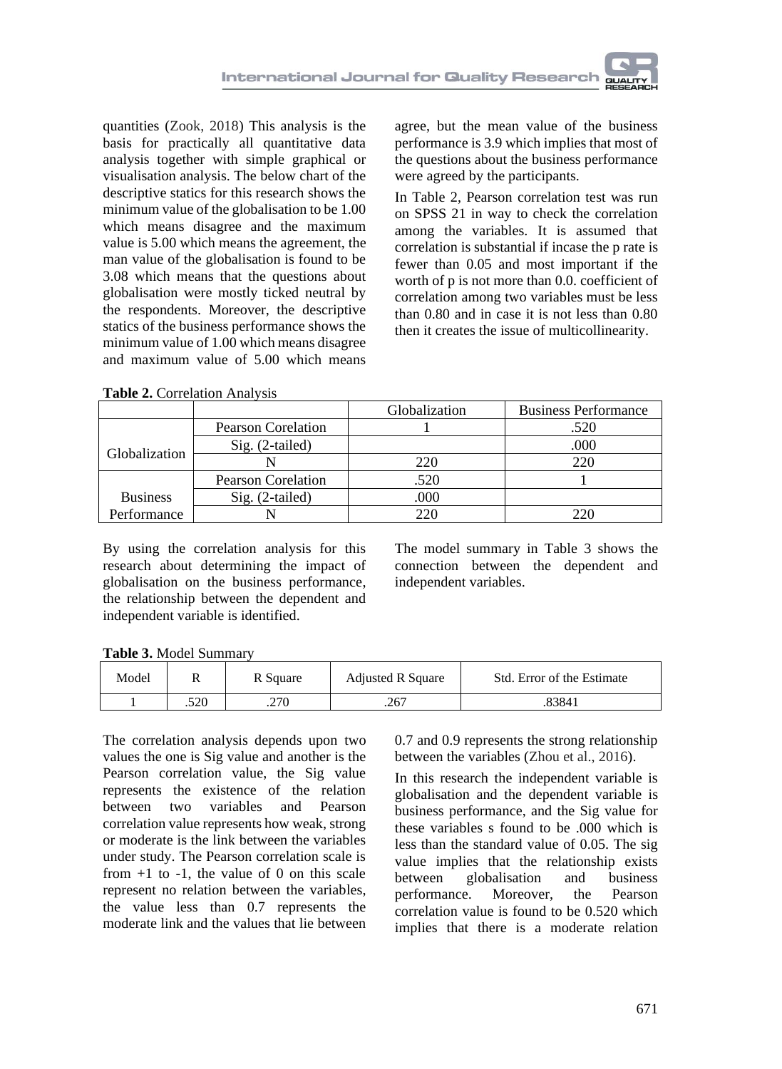quantities (Zook, 2018) This analysis is the basis for practically all quantitative data analysis together with simple graphical or visualisation analysis. The below chart of the descriptive statics for this research shows the minimum value of the globalisation to be 1.00 which means disagree and the maximum value is 5.00 which means the agreement, the man value of the globalisation is found to be 3.08 which means that the questions about globalisation were mostly ticked neutral by the respondents. Moreover, the descriptive statics of the business performance shows the minimum value of 1.00 which means disagree and maximum value of 5.00 which means agree, but the mean value of the business performance is 3.9 which implies that most of the questions about the business performance were agreed by the participants.

In Table 2, Pearson correlation test was run on SPSS 21 in way to check the correlation among the variables. It is assumed that correlation is substantial if incase the p rate is fewer than 0.05 and most important if the worth of p is not more than 0.0. coefficient of correlation among two variables must be less than 0.80 and in case it is not less than 0.80 then it creates the issue of multicollinearity.

**Table 2.** Correlation Analysis

| | | Globalization | Business Performance |
|---|---|---|---|
| Globalization | Pearson Corelation | 1 | .520 |
| | Sig. (2-tailed) | | .000 |
| | N | 220 | 220 |
| Business Performance | Pearson Corelation | .520 | 1 |
| | Sig. (2-tailed) | .000 | |
| | N | 220 | 220 |

By using the correlation analysis for this research about determining the impact of globalisation on the business performance, the relationship between the dependent and independent variable is identified.

The model summary in Table 3 shows the connection between the dependent and independent variables.

**Table 3.** Model Summary

| Model | R | R Square | Adjusted R Square | Std. Error of the Estimate |
|---|---|---|---|---|
| 1 | .520 | .270 | .267 | .83841 |

The correlation analysis depends upon two values the one is Sig value and another is the Pearson correlation value, the Sig value represents the existence of the relation between two variables and Pearson correlation value represents how weak, strong or moderate is the link between the variables under study. The Pearson correlation scale is from +1 to -1, the value of 0 on this scale represent no relation between the variables, the value less than 0.7 represents the moderate link and the values that lie between 0.7 and 0.9 represents the strong relationship between the variables (Zhou et al., 2016).

In this research the independent variable is globalisation and the dependent variable is business performance, and the Sig value for these variables s found to be .000 which is less than the standard value of 0.05. The sig value implies that the relationship exists between globalisation and business performance. Moreover, the Pearson correlation value is found to be 0.520 which implies that there is a moderate relation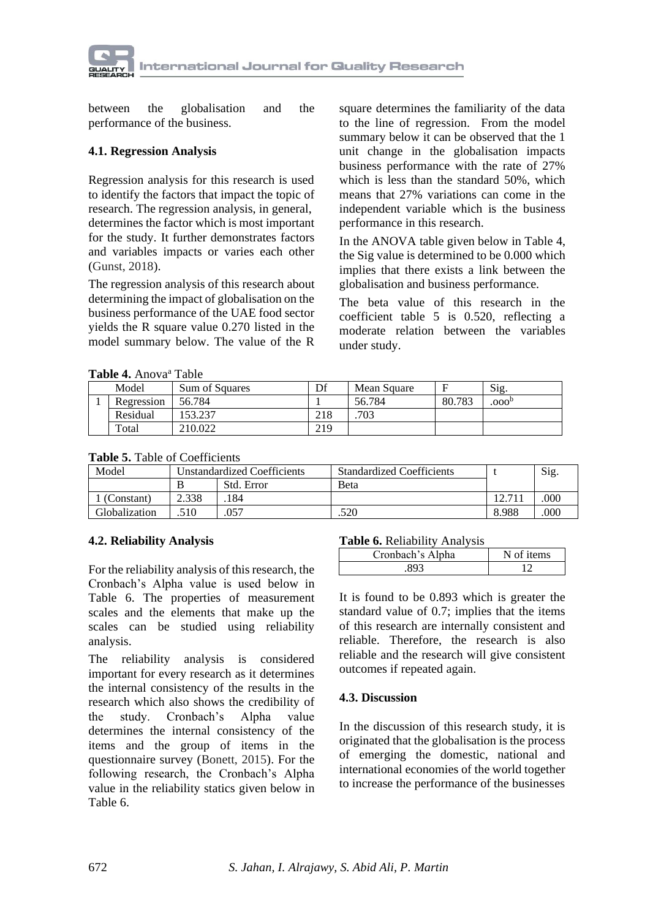between the globalisation and the performance of the business.

### 4.1. Regression Analysis

Regression analysis for this research is used to identify the factors that impact the topic of research. The regression analysis, in general, determines the factor which is most important for the study. It further demonstrates factors and variables impacts or varies each other (Gunst, 2018).

The regression analysis of this research about determining the impact of globalisation on the business performance of the UAE food sector yields the R square value 0.270 listed in the model summary below. The value of the R square determines the familiarity of the data to the line of regression. From the model summary below it can be observed that the 1 unit change in the globalisation impacts business performance with the rate of 27% which is less than the standard 50%, which means that 27% variations can come in the independent variable which is the business performance in this research.

In the ANOVA table given below in Table 4, the Sig value is determined to be 0.000 which implies that there exists a link between the globalisation and business performance.

The beta value of this research in the coefficient table 5 is 0.520, reflecting a moderate relation between the variables under study.

**Table 4.** Anova[a] Table

| | Model | Sum of Squares | Df | Mean Square | F | Sig. |
|---|---|---|---|---|---|---|
| 1 | Regression | 56.784 | 1 | 56.784 | 80.783 | .000[b] |
| | Residual | 153.237 | 218 | .703 | | |
| | Total | 210.022 | 219 | | | |

**Table 5.** Table of Coefficients

| Model | Unstandardized Coefficients | | Standardized Coefficients | t | Sig. |
|---|---|---|---|---|---|
| | B | Std. Error | Beta | | |
| 1 (Constant) | 2.338 | .184 | | 12.711 | .000 |
| Globalization | .510 | .057 | .520 | 8.988 | .000 |

### 4.2. Reliability Analysis

For the reliability analysis of this research, the Cronbach's Alpha value is used below in Table 6. The properties of measurement scales and the elements that make up the scales can be studied using reliability analysis.

The reliability analysis is considered important for every research as it determines the internal consistency of the results in the research which also shows the credibility of the study. Cronbach's Alpha value determines the internal consistency of the items and the group of items in the questionnaire survey (Bonett, 2015). For the following research, the Cronbach's Alpha value in the reliability statics given below in Table 6.

**Table 6.** Reliability Analysis

| Cronbach's Alpha | N of items |
|---|---|
| .893 | 12 |

It is found to be 0.893 which is greater the standard value of 0.7; implies that the items of this research are internally consistent and reliable. Therefore, the research is also reliable and the research will give consistent outcomes if repeated again.

### 4.3. Discussion

In the discussion of this research study, it is originated that the globalisation is the process of emerging the domestic, national and international economies of the world together to increase the performance of the businesses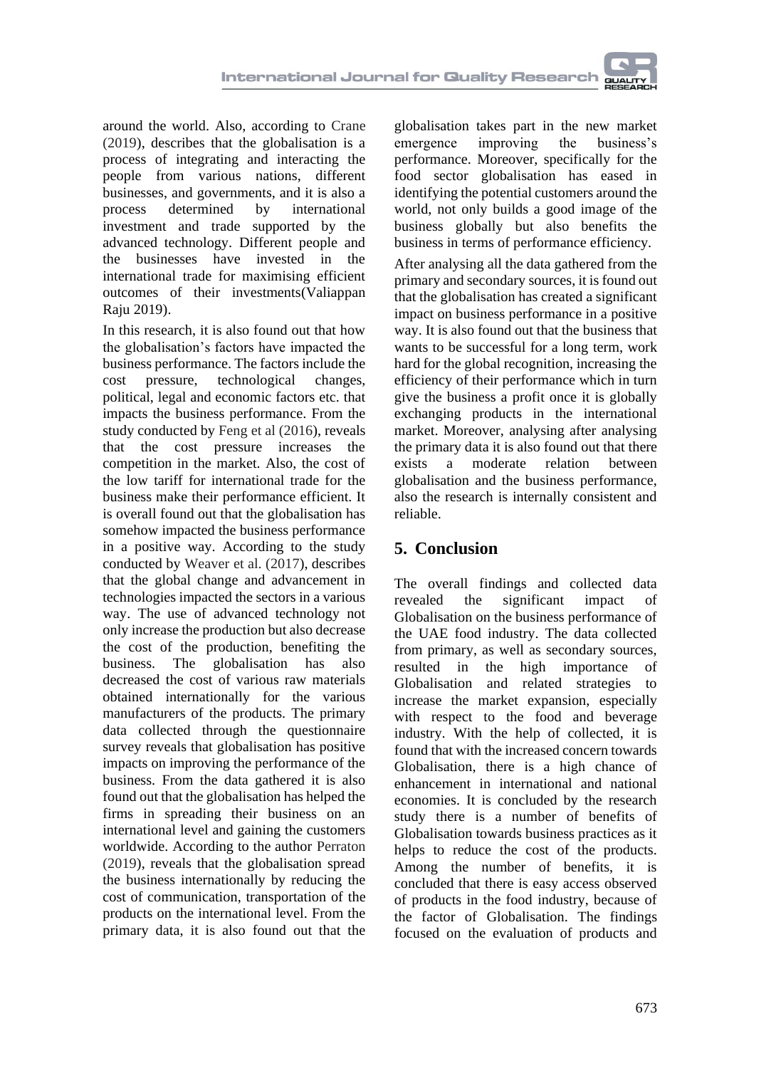around the world. Also, according to Crane (2019), describes that the globalisation is a process of integrating and interacting the people from various nations, different businesses, and governments, and it is also a process determined by international investment and trade supported by the advanced technology. Different people and the businesses have invested in the international trade for maximising efficient outcomes of their investments(Valiappan Raju 2019).

In this research, it is also found out that how the globalisation's factors have impacted the business performance. The factors include the cost pressure, technological changes, political, legal and economic factors etc. that impacts the business performance. From the study conducted by Feng et al (2016), reveals that the cost pressure increases the competition in the market. Also, the cost of the low tariff for international trade for the business make their performance efficient. It is overall found out that the globalisation has somehow impacted the business performance in a positive way. According to the study conducted by Weaver et al. (2017), describes that the global change and advancement in technologies impacted the sectors in a various way. The use of advanced technology not only increase the production but also decrease the cost of the production, benefiting the business. The globalisation has also decreased the cost of various raw materials obtained internationally for the various manufacturers of the products. The primary data collected through the questionnaire survey reveals that globalisation has positive impacts on improving the performance of the business. From the data gathered it is also found out that the globalisation has helped the firms in spreading their business on an international level and gaining the customers worldwide. According to the author Perraton (2019), reveals that the globalisation spread the business internationally by reducing the cost of communication, transportation of the products on the international level. From the primary data, it is also found out that the globalisation takes part in the new market emergence improving the business's performance. Moreover, specifically for the food sector globalisation has eased in identifying the potential customers around the world, not only builds a good image of the business globally but also benefits the business in terms of performance efficiency.

After analysing all the data gathered from the primary and secondary sources, it is found out that the globalisation has created a significant impact on business performance in a positive way. It is also found out that the business that wants to be successful for a long term, work hard for the global recognition, increasing the efficiency of their performance which in turn give the business a profit once it is globally exchanging products in the international market. Moreover, analysing after analysing the primary data it is also found out that there exists a moderate relation between globalisation and the business performance, also the research is internally consistent and reliable.

## 5. Conclusion

The overall findings and collected data revealed the significant impact of Globalisation on the business performance of the UAE food industry. The data collected from primary, as well as secondary sources, resulted in the high importance of Globalisation and related strategies to increase the market expansion, especially with respect to the food and beverage industry. With the help of collected, it is found that with the increased concern towards Globalisation, there is a high chance of enhancement in international and national economies. It is concluded by the research study there is a number of benefits of Globalisation towards business practices as it helps to reduce the cost of the products. Among the number of benefits, it is concluded that there is easy access observed of products in the food industry, because of the factor of Globalisation. The findings focused on the evaluation of products and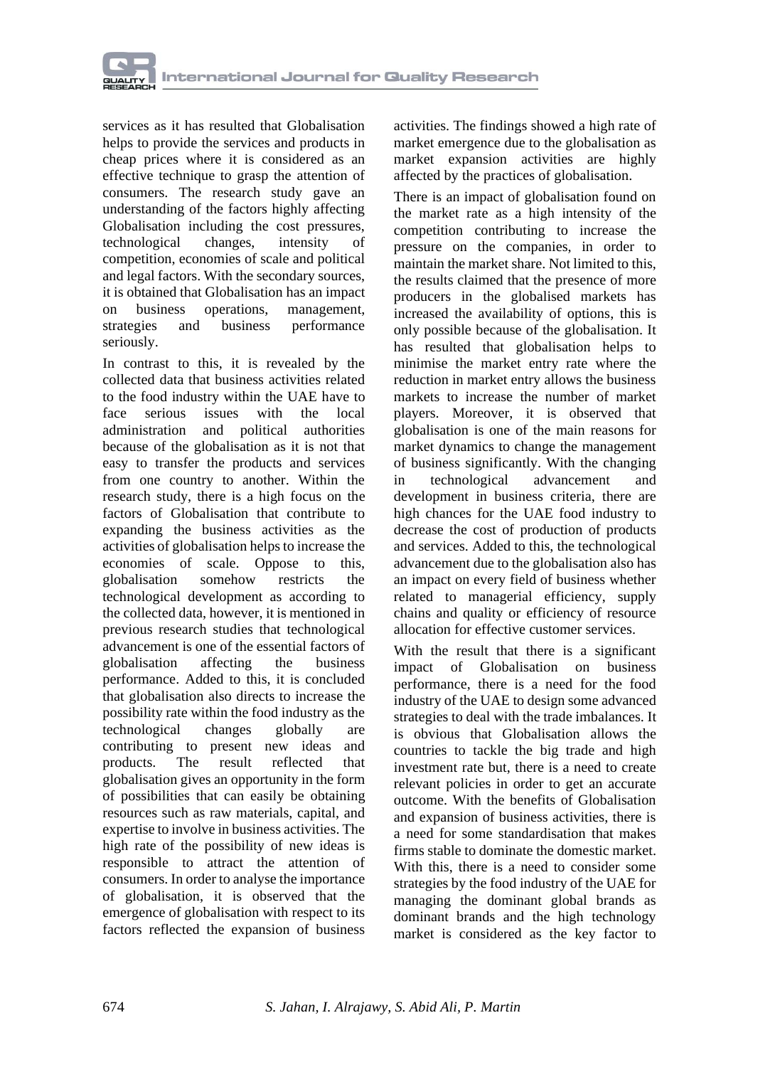services as it has resulted that Globalisation helps to provide the services and products in cheap prices where it is considered as an effective technique to grasp the attention of consumers. The research study gave an understanding of the factors highly affecting Globalisation including the cost pressures, technological changes, intensity of competition, economies of scale and political and legal factors. With the secondary sources, it is obtained that Globalisation has an impact on business operations, management, strategies and business performance seriously.

In contrast to this, it is revealed by the collected data that business activities related to the food industry within the UAE have to face serious issues with the local administration and political authorities because of the globalisation as it is not that easy to transfer the products and services from one country to another. Within the research study, there is a high focus on the factors of Globalisation that contribute to expanding the business activities as the activities of globalisation helps to increase the economies of scale. Oppose to this, globalisation somehow restricts the technological development as according to the collected data, however, it is mentioned in previous research studies that technological advancement is one of the essential factors of globalisation affecting the business performance. Added to this, it is concluded that globalisation also directs to increase the possibility rate within the food industry as the technological changes globally are contributing to present new ideas and products. The result reflected that globalisation gives an opportunity in the form of possibilities that can easily be obtaining resources such as raw materials, capital, and expertise to involve in business activities. The high rate of the possibility of new ideas is responsible to attract the attention of consumers. In order to analyse the importance of globalisation, it is observed that the emergence of globalisation with respect to its factors reflected the expansion of business activities. The findings showed a high rate of market emergence due to the globalisation as market expansion activities are highly affected by the practices of globalisation.

There is an impact of globalisation found on the market rate as a high intensity of the competition contributing to increase the pressure on the companies, in order to maintain the market share. Not limited to this, the results claimed that the presence of more producers in the globalised markets has increased the availability of options, this is only possible because of the globalisation. It has resulted that globalisation helps to minimise the market entry rate where the reduction in market entry allows the business markets to increase the number of market players. Moreover, it is observed that globalisation is one of the main reasons for market dynamics to change the management of business significantly. With the changing in technological advancement and development in business criteria, there are high chances for the UAE food industry to decrease the cost of production of products and services. Added to this, the technological advancement due to the globalisation also has an impact on every field of business whether related to managerial efficiency, supply chains and quality or efficiency of resource allocation for effective customer services.

With the result that there is a significant impact of Globalisation on business performance, there is a need for the food industry of the UAE to design some advanced strategies to deal with the trade imbalances. It is obvious that Globalisation allows the countries to tackle the big trade and high investment rate but, there is a need to create relevant policies in order to get an accurate outcome. With the benefits of Globalisation and expansion of business activities, there is a need for some standardisation that makes firms stable to dominate the domestic market. With this, there is a need to consider some strategies by the food industry of the UAE for managing the dominant global brands as dominant brands and the high technology market is considered as the key factor to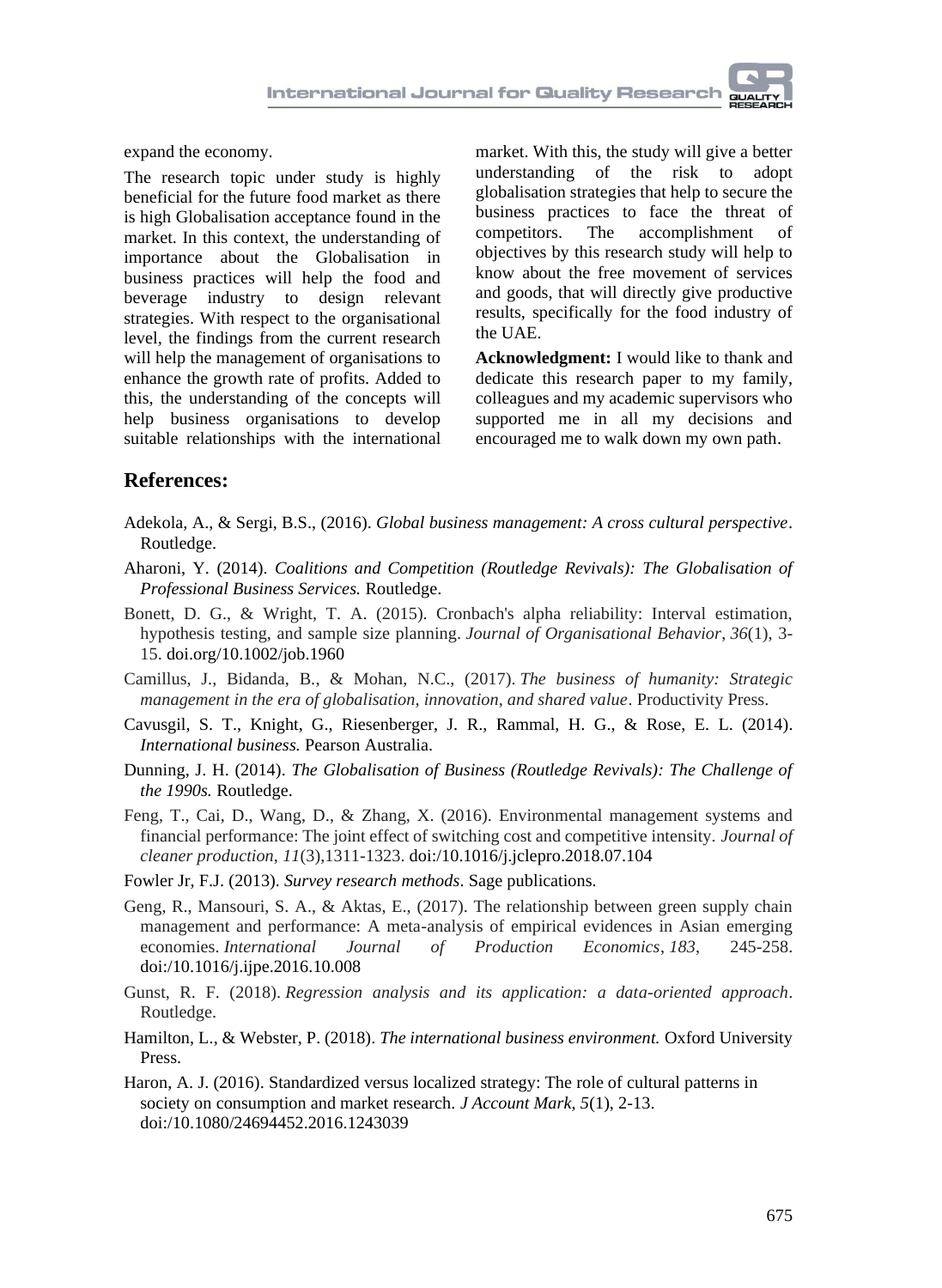expand the economy.

The research topic under study is highly beneficial for the future food market as there is high Globalisation acceptance found in the market. In this context, the understanding of importance about the Globalisation in business practices will help the food and beverage industry to design relevant strategies. With respect to the organisational level, the findings from the current research will help the management of organisations to enhance the growth rate of profits. Added to this, the understanding of the concepts will help business organisations to develop suitable relationships with the international market. With this, the study will give a better understanding of the risk to adopt globalisation strategies that help to secure the business practices to face the threat of competitors. The accomplishment of objectives by this research study will help to know about the free movement of services and goods, that will directly give productive results, specifically for the food industry of the UAE.

**Acknowledgment:** I would like to thank and dedicate this research paper to my family, colleagues and my academic supervisors who supported me in all my decisions and encouraged me to walk down my own path.

## References:

Adekola, A., & Sergi, B.S., (2016). *Global business management: A cross cultural perspective*. Routledge.

Aharoni, Y. (2014). *Coalitions and Competition (Routledge Revivals): The Globalisation of Professional Business Services.* Routledge.

Bonett, D. G., & Wright, T. A. (2015). Cronbach's alpha reliability: Interval estimation, hypothesis testing, and sample size planning. *Journal of Organisational Behavior*, *36*(1), 3-15. doi.org/10.1002/job.1960

Camillus, J., Bidanda, B., & Mohan, N.C., (2017). *The business of humanity: Strategic management in the era of globalisation, innovation, and shared value*. Productivity Press.

Cavusgil, S. T., Knight, G., Riesenberger, J. R., Rammal, H. G., & Rose, E. L. (2014). *International business.* Pearson Australia.

Dunning, J. H. (2014). *The Globalisation of Business (Routledge Revivals): The Challenge of the 1990s.* Routledge.

Feng, T., Cai, D., Wang, D., & Zhang, X. (2016). Environmental management systems and financial performance: The joint effect of switching cost and competitive intensity. *Journal of cleaner production*, *11*(3),1311-1323. doi:/10.1016/j.jclepro.2018.07.104

Fowler Jr, F.J. (2013). *Survey research methods*. Sage publications.

Geng, R., Mansouri, S. A., & Aktas, E., (2017). The relationship between green supply chain management and performance: A meta-analysis of empirical evidences in Asian emerging economies. *International Journal of Production Economics*, *183*, 245-258. doi:/10.1016/j.ijpe.2016.10.008

Gunst, R. F. (2018). *Regression analysis and its application: a data-oriented approach*. Routledge.

Hamilton, L., & Webster, P. (2018). *The international business environment.* Oxford University Press.

Haron, A. J. (2016). Standardized versus localized strategy: The role of cultural patterns in society on consumption and market research. *J Account Mark, 5*(1), 2-13. doi:/10.1080/24694452.2016.1243039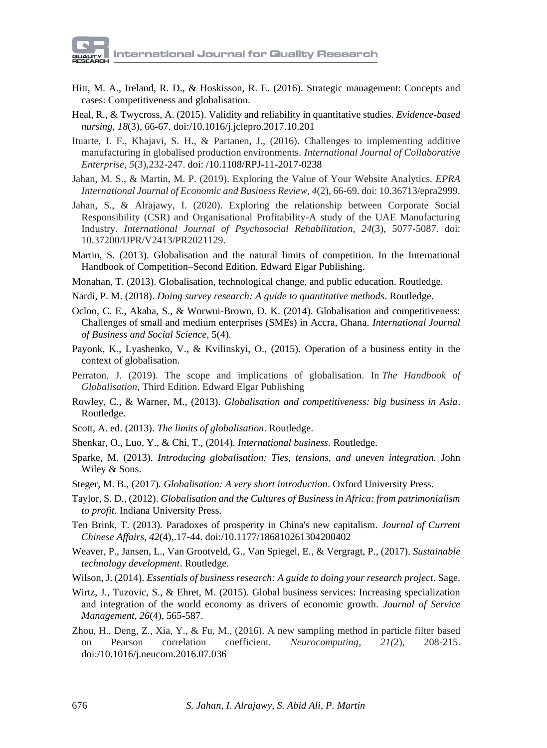Hitt, M. A., Ireland, R. D., & Hoskisson, R. E. (2016). Strategic management: Concepts and cases: Competitiveness and globalisation.

Heal, R., & Twycross, A. (2015). Validity and reliability in quantitative studies. *Evidence-based nursing*, *18*(3), 66-67. doi:/10.1016/j.jclepro.2017.10.201

Ituarte, I. F., Khajavi, S. H., & Partanen, J., (2016). Challenges to implementing additive manufacturing in globalised production environments. *International Journal of Collaborative Enterprise*, *5*(3),232-247. doi: /10.1108/RPJ-11-2017-0238

Jahan, M. S., & Martin, M. P. (2019). Exploring the Value of Your Website Analytics. *EPRA International Journal of Economic and Business Review, 4*(2), 66-69. doi: 10.36713/epra2999.

Jahan, S., & Alrajawy, I. (2020). Exploring the relationship between Corporate Social Responsibility (CSR) and Organisational Profitability-A study of the UAE Manufacturing Industry. *International Journal of Psychosocial Rehabilitation, 24*(3), 5077-5087. doi: 10.37200/IJPR/V2413/PR2021129.

Martin, S. (2013). Globalisation and the natural limits of competition. In the International Handbook of Competition–Second Edition. Edward Elgar Publishing.

Monahan, T. (2013). Globalisation, technological change, and public education. Routledge.

Nardi, P. M. (2018). *Doing survey research: A guide to quantitative methods*. Routledge.

Ocloo, C. E., Akaba, S., & Worwui-Brown, D. K. (2014). Globalisation and competitiveness: Challenges of small and medium enterprises (SMEs) in Accra, Ghana. *International Journal of Business and Social Science,* 5(4).

Payonk, K., Lyashenko, V., & Kvilinskyi, O., (2015). Operation of a business entity in the context of globalisation.

Perraton, J. (2019). The scope and implications of globalisation. In *The Handbook of Globalisation*, Third Edition. Edward Elgar Publishing

Rowley, C., & Warner, M., (2013). *Globalisation and competitiveness: big business in Asia*. Routledge.

Scott, A. ed. (2013). *The limits of globalisation*. Routledge.

Shenkar, O., Luo, Y., & Chi, T., (2014). *International business*. Routledge.

Sparke, M. (2013). *Introducing globalisation: Ties, tensions, and uneven integration.* John Wiley & Sons.

Steger, M. B., (2017). *Globalisation: A very short introduction*. Oxford University Press.

Taylor, S. D., (2012). *Globalisation and the Cultures of Business in Africa: from patrimonialism to profit.* Indiana University Press.

Ten Brink, T. (2013). Paradoxes of prosperity in China's new capitalism. *Journal of Current Chinese Affairs, 42*(4),.17-44. doi:/10.1177/186810261304200402

Weaver, P., Jansen, L., Van Grootveld, G., Van Spiegel, E., & Vergragt, P., (2017). *Sustainable technology development*. Routledge.

Wilson, J. (2014). *Essentials of business research: A guide to doing your research project*. Sage.

Wirtz, J., Tuzovic, S., & Ehret, M. (2015). Global business services: Increasing specialization and integration of the world economy as drivers of economic growth. *Journal of Service Management, 26*(4), 565-587.

Zhou, H., Deng, Z., Xia, Y., & Fu, M., (2016). A new sampling method in particle filter based on Pearson correlation coefficient. *Neurocomputing, 21(*2), 208-215. doi:/10.1016/j.neucom.2016.07.036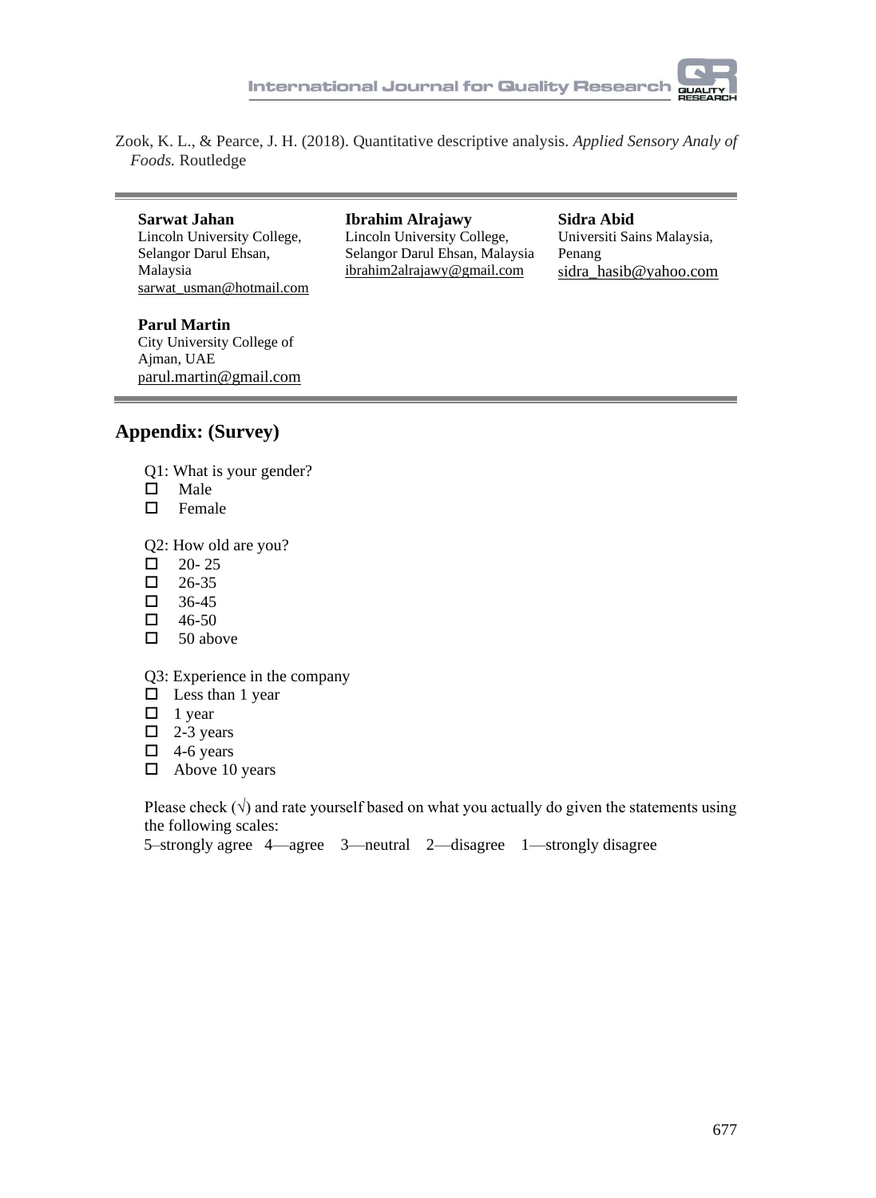Zook, K. L., & Pearce, J. H. (2018). Quantitative descriptive analysis. *Applied Sensory Analy of Foods.* Routledge

---

**Sarwat Jahan**
Lincoln University College,
Selangor Darul Ehsan,
Malaysia
sarwat_usman@hotmail.com

**Ibrahim Alrajawy**
Lincoln University College,
Selangor Darul Ehsan, Malaysia
ibrahim2alrajawy@gmail.com

**Sidra Abid**
Universiti Sains Malaysia,
Penang
sidra_hasib@yahoo.com

**Parul Martin**
City University College of
Ajman, UAE
parul.martin@gmail.com

---

## Appendix: (Survey)

Q1: What is your gender?

- ☐ Male
- ☐ Female

Q2: How old are you?

- ☐ 20- 25
- ☐ 26-35
- ☐ 36-45
- ☐ 46-50
- ☐ 50 above

Q3: Experience in the company

- ☐ Less than 1 year
- ☐ 1 year
- ☐ 2-3 years
- ☐ 4-6 years
- ☐ Above 10 years

Please check (√) and rate yourself based on what you actually do given the statements using the following scales:

5–strongly agree 4—agree 3—neutral 2—disagree 1—strongly disagree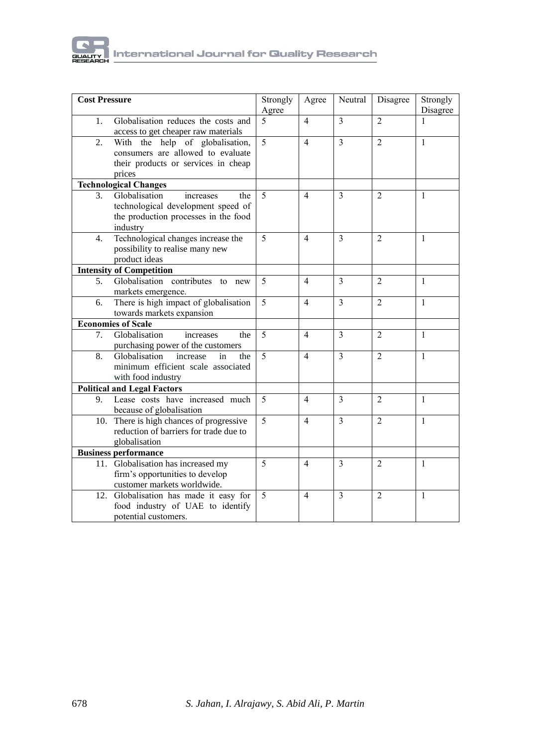| Cost Pressure | Strongly Agree | Agree | Neutral | Disagree | Strongly Disagree |
|---|---|---|---|---|---|
| 1. Globalisation reduces the costs and access to get cheaper raw materials | 5 | 4 | 3 | 2 | 1 |
| 2. With the help of globalisation, consumers are allowed to evaluate their products or services in cheap prices | 5 | 4 | 3 | 2 | 1 |
| **Technological Changes** | | | | | |
| 3. Globalisation increases the technological development speed of the production processes in the food industry | 5 | 4 | 3 | 2 | 1 |
| 4. Technological changes increase the possibility to realise many new product ideas | 5 | 4 | 3 | 2 | 1 |
| **Intensity of Competition** | | | | | |
| 5. Globalisation contributes to new markets emergence. | 5 | 4 | 3 | 2 | 1 |
| 6. There is high impact of globalisation towards markets expansion | 5 | 4 | 3 | 2 | 1 |
| **Economies of Scale** | | | | | |
| 7. Globalisation increases the purchasing power of the customers | 5 | 4 | 3 | 2 | 1 |
| 8. Globalisation increase in the minimum efficient scale associated with food industry | 5 | 4 | 3 | 2 | 1 |
| **Political and Legal Factors** | | | | | |
| 9. Lease costs have increased much because of globalisation | 5 | 4 | 3 | 2 | 1 |
| 10. There is high chances of progressive reduction of barriers for trade due to globalisation | 5 | 4 | 3 | 2 | 1 |
| **Business performance** | | | | | |
| 11. Globalisation has increased my firm's opportunities to develop customer markets worldwide. | 5 | 4 | 3 | 2 | 1 |
| 12. Globalisation has made it easy for food industry of UAE to identify potential customers. | 5 | 4 | 3 | 2 | 1 |